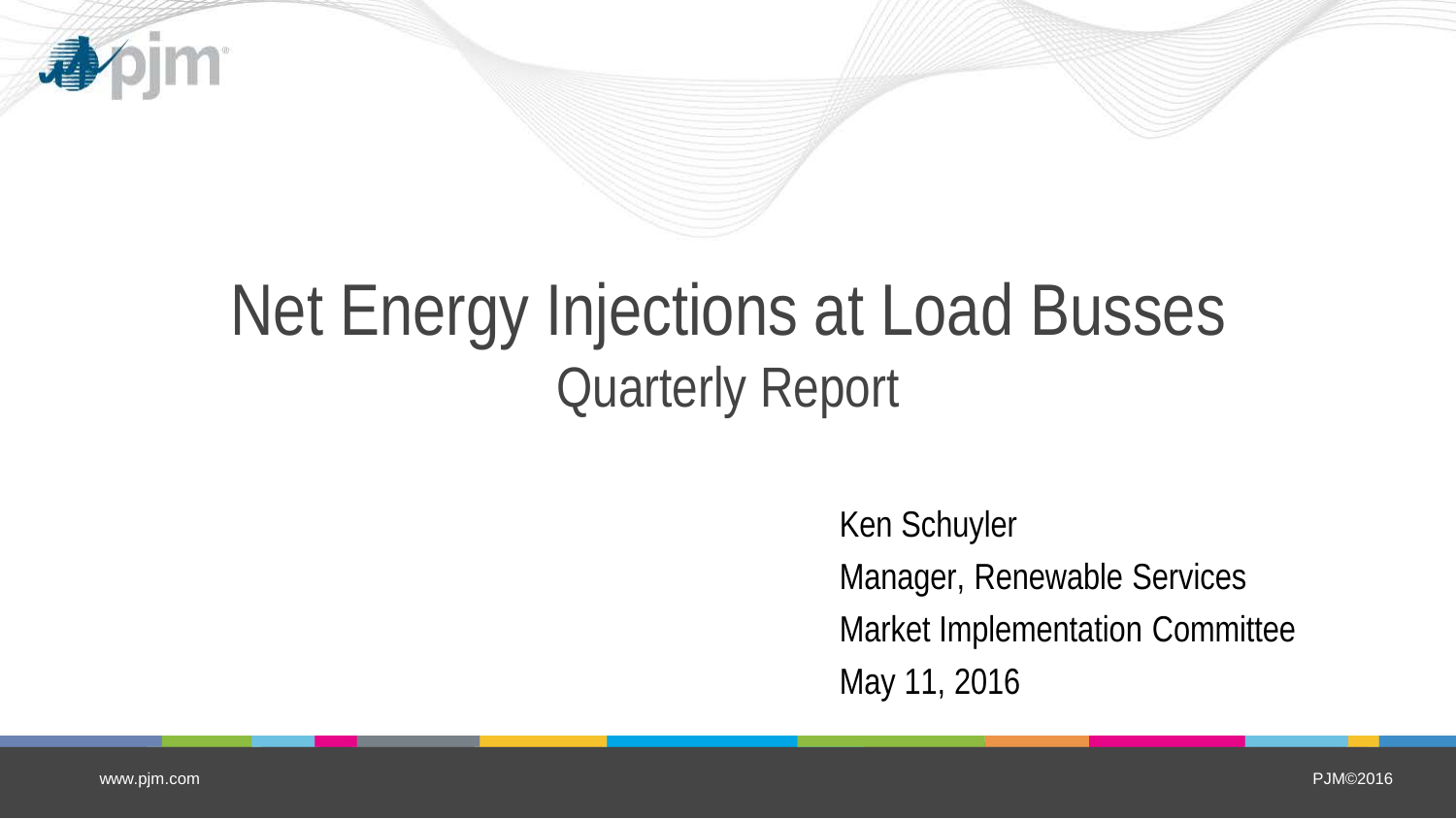# Net Energy Injections at Load Busses

## Quarterly Report

Ken Schuyler

Manager, Renewable Services

Market Implementation Committee

May 11, 2016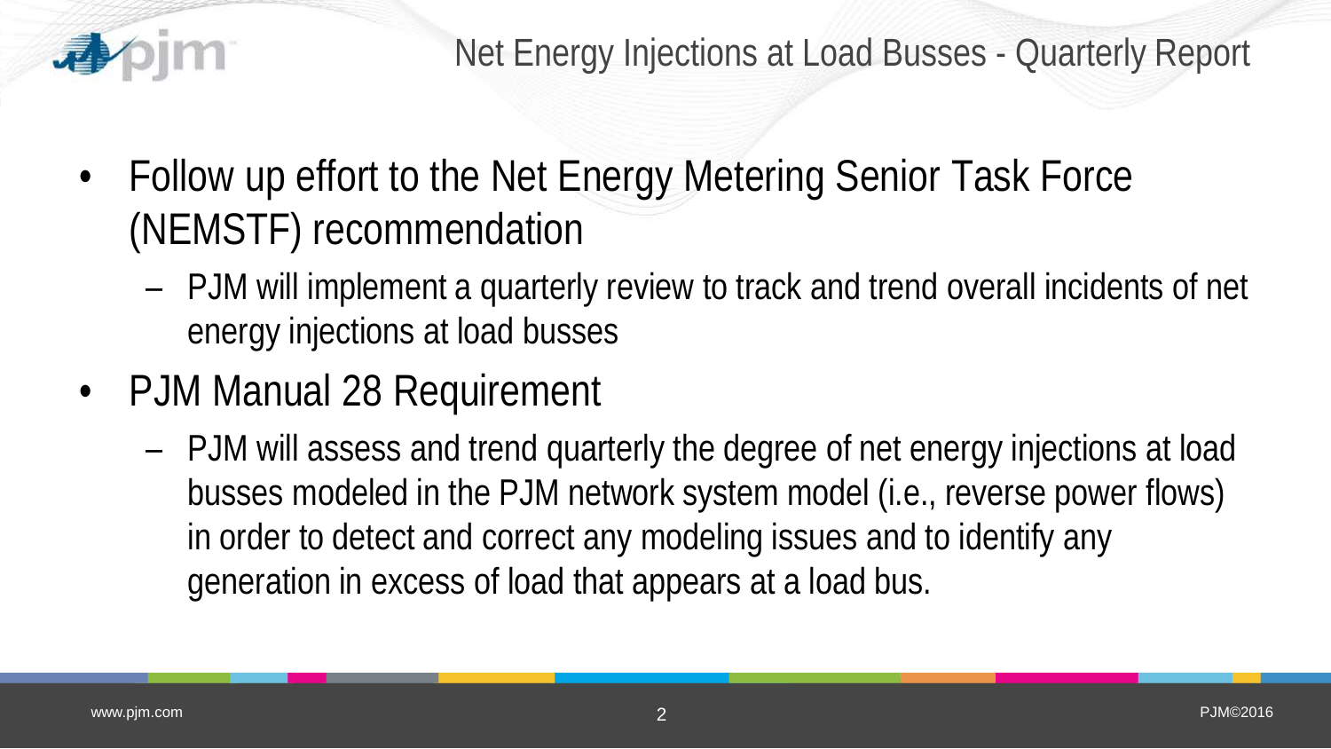# Net Energy Injections at Load Busses - Quarterly Report

- Follow up effort to the Net Energy Metering Senior Task Force (NEMSTF) recommendation
  - PJM will implement a quarterly review to track and trend overall incidents of net energy injections at load busses
- PJM Manual 28 Requirement
  - PJM will assess and trend quarterly the degree of net energy injections at load busses modeled in the PJM network system model (i.e., reverse power flows) in order to detect and correct any modeling issues and to identify any generation in excess of load that appears at a load bus.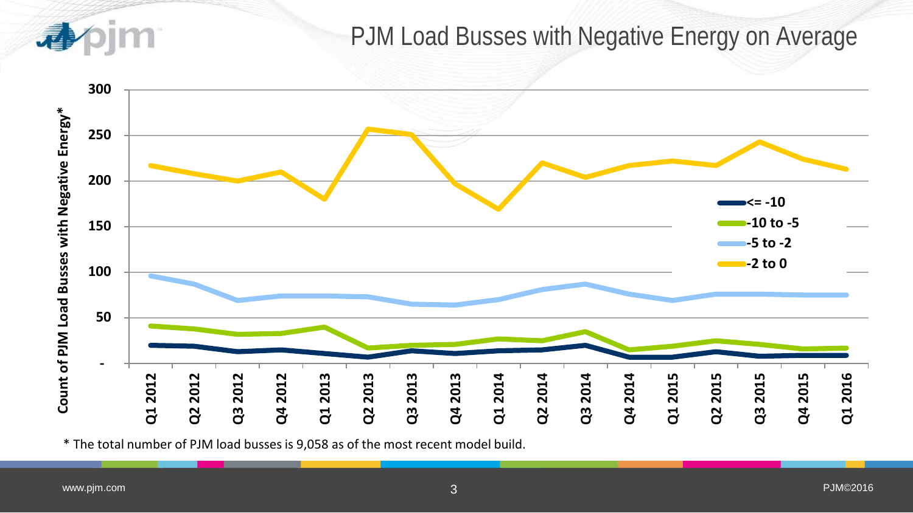# PJM Load Busses with Negative Energy on Average

* The total number of PJM load busses is 9,058 as of the most recent model build.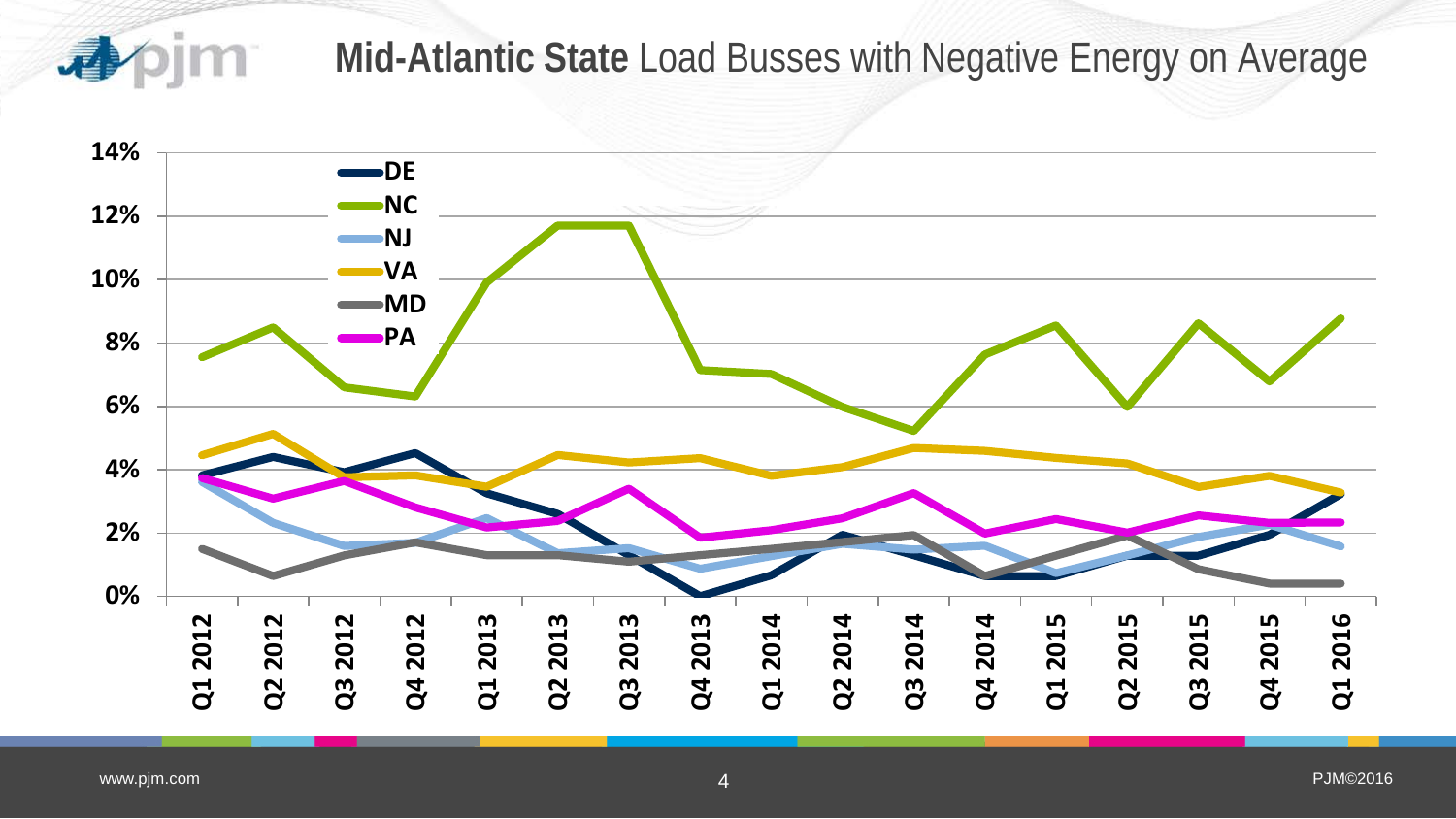# Mid-Atlantic State Load Busses with Negative Energy on Average

14%
12%
10%
8%
6%
4%
2%
0%

DE
NC
NJ
VA
MD
PA

Q1 2012, Q2 2012, Q3 2012, Q4 2012, Q1 2013, Q2 2013, Q3 2013, Q4 2013, Q1 2014, Q2 2014, Q3 2014, Q4 2014, Q1 2015, Q2 2015, Q3 2015, Q4 2015, Q1 2016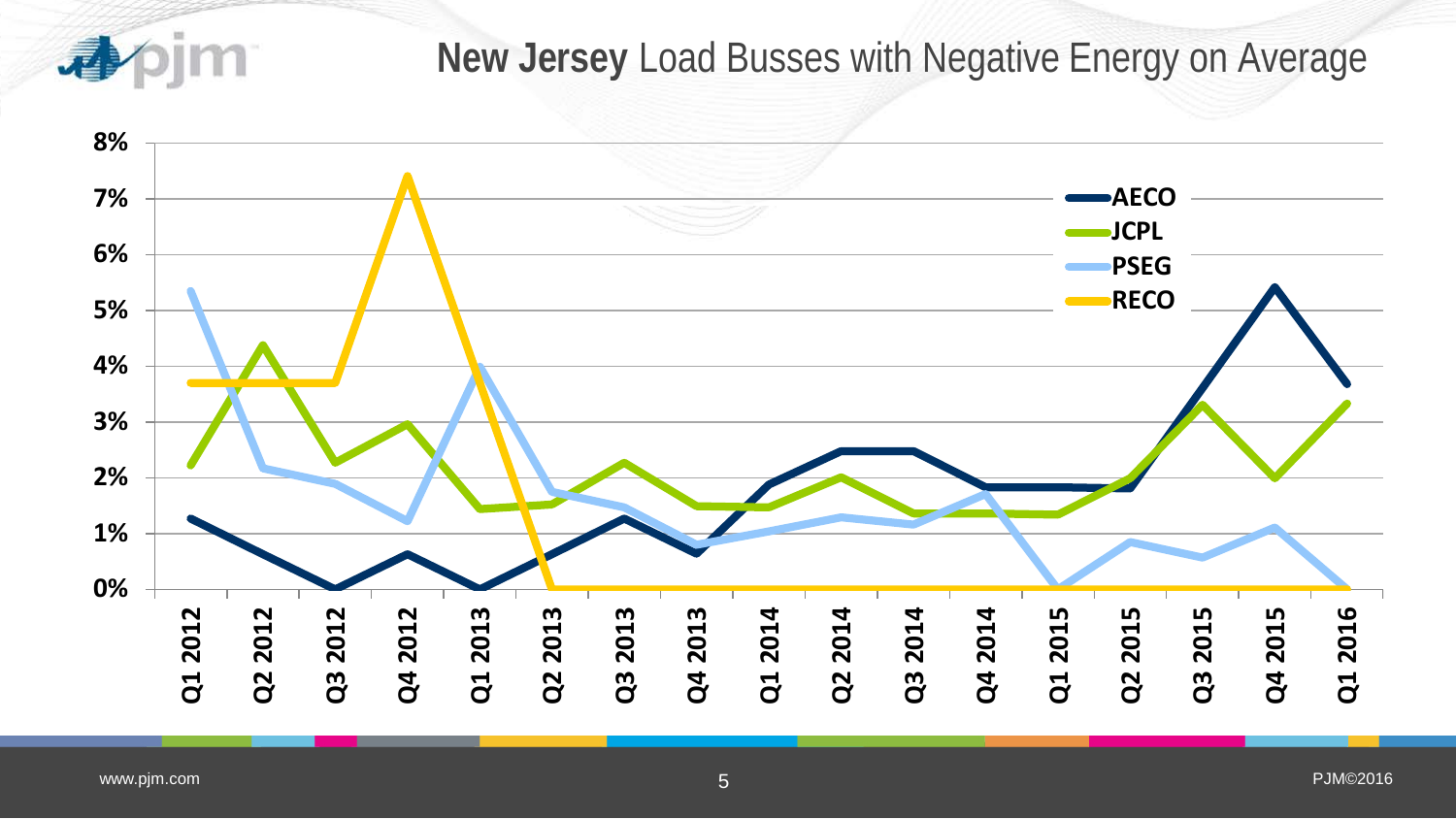# New Jersey Load Busses with Negative Energy on Average

| Quarter | AECO | JCPL | PSEG | RECO |
|---|---|---|---|---|
| Q1 2012 | 1.3% | 2.2% | 5.3% | 3.7% |
| Q2 2012 | 0.6% | 4.4% | 2.2% | 3.7% |
| Q3 2012 | 0.0% | 2.3% | 1.9% | 3.7% |
| Q4 2012 | 0.6% | 3.0% | 1.2% | 7.4% |
| Q1 2013 | 0.0% | 1.4% | 4.0% | 3.7% |
| Q2 2013 | 0.6% | 1.5% | 1.8% | 0.0% |
| Q3 2013 | 1.3% | 2.3% | 1.5% | 0.0% |
| Q4 2013 | 0.6% | 1.5% | 0.8% | 0.0% |
| Q1 2014 | 1.9% | 1.5% | 1.0% | 0.0% |
| Q2 2014 | 2.5% | 2.0% | 1.3% | 0.0% |
| Q3 2014 | 2.5% | 1.4% | 1.2% | 0.0% |
| Q4 2014 | 1.8% | 1.4% | 1.7% | 0.0% |
| Q1 2015 | 1.8% | 1.3% | 0.0% | 0.0% |
| Q2 2015 | 1.8% | 2.0% | 0.8% | 0.0% |
| Q3 2015 | 3.6% | 3.3% | 0.6% | 0.0% |
| Q4 2015 | 5.4% | 2.0% | 1.1% | 0.0% |
| Q1 2016 | 3.7% | 3.3% | 0.0% | 0.0% |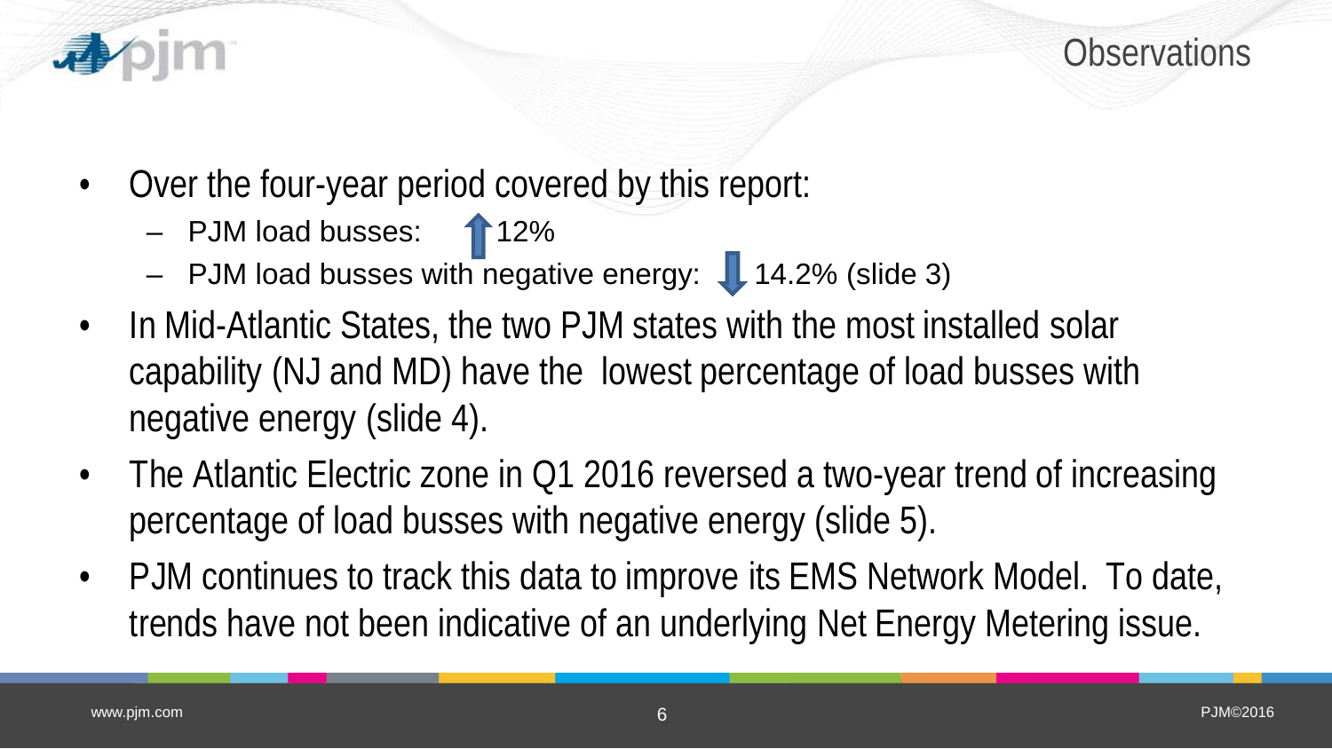# Observations

- Over the four-year period covered by this report:
  - PJM load busses: ↑ 12%
  - PJM load busses with negative energy: ↓ 14.2% (slide 3)
- In Mid-Atlantic States, the two PJM states with the most installed solar capability (NJ and MD) have the lowest percentage of load busses with negative energy (slide 4).
- The Atlantic Electric zone in Q1 2016 reversed a two-year trend of increasing percentage of load busses with negative energy (slide 5).
- PJM continues to track this data to improve its EMS Network Model. To date, trends have not been indicative of an underlying Net Energy Metering issue.